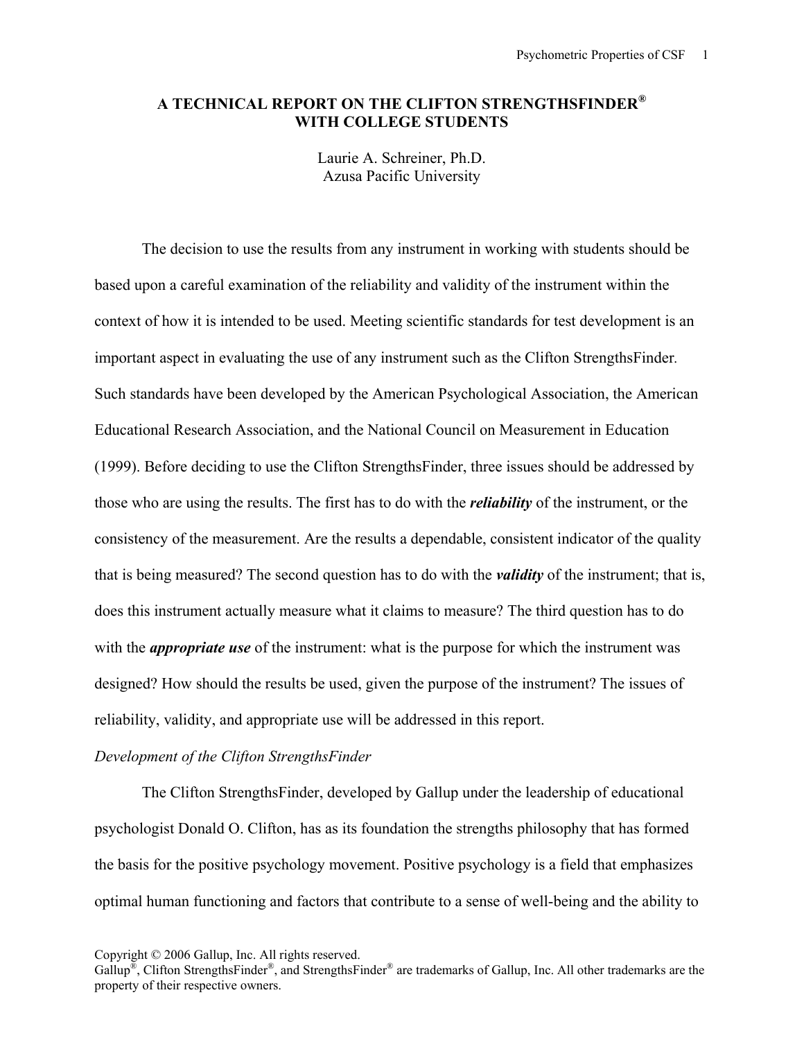# A TECHNICAL REPORT ON THE CLIFTON STRENGTHSFINDER® WITH COLLEGE STUDENTS

Laurie A. Schreiner, Ph.D.
Azusa Pacific University

The decision to use the results from any instrument in working with students should be based upon a careful examination of the reliability and validity of the instrument within the context of how it is intended to be used. Meeting scientific standards for test development is an important aspect in evaluating the use of any instrument such as the Clifton StrengthsFinder. Such standards have been developed by the American Psychological Association, the American Educational Research Association, and the National Council on Measurement in Education (1999). Before deciding to use the Clifton StrengthsFinder, three issues should be addressed by those who are using the results. The first has to do with the ***reliability*** of the instrument, or the consistency of the measurement. Are the results a dependable, consistent indicator of the quality that is being measured? The second question has to do with the ***validity*** of the instrument; that is, does this instrument actually measure what it claims to measure? The third question has to do with the ***appropriate use*** of the instrument: what is the purpose for which the instrument was designed? How should the results be used, given the purpose of the instrument? The issues of reliability, validity, and appropriate use will be addressed in this report.

*Development of the Clifton StrengthsFinder*

The Clifton StrengthsFinder, developed by Gallup under the leadership of educational psychologist Donald O. Clifton, has as its foundation the strengths philosophy that has formed the basis for the positive psychology movement. Positive psychology is a field that emphasizes optimal human functioning and factors that contribute to a sense of well-being and the ability to

Copyright © 2006 Gallup, Inc. All rights reserved.
Gallup®, Clifton StrengthsFinder®, and StrengthsFinder® are trademarks of Gallup, Inc. All other trademarks are the property of their respective owners.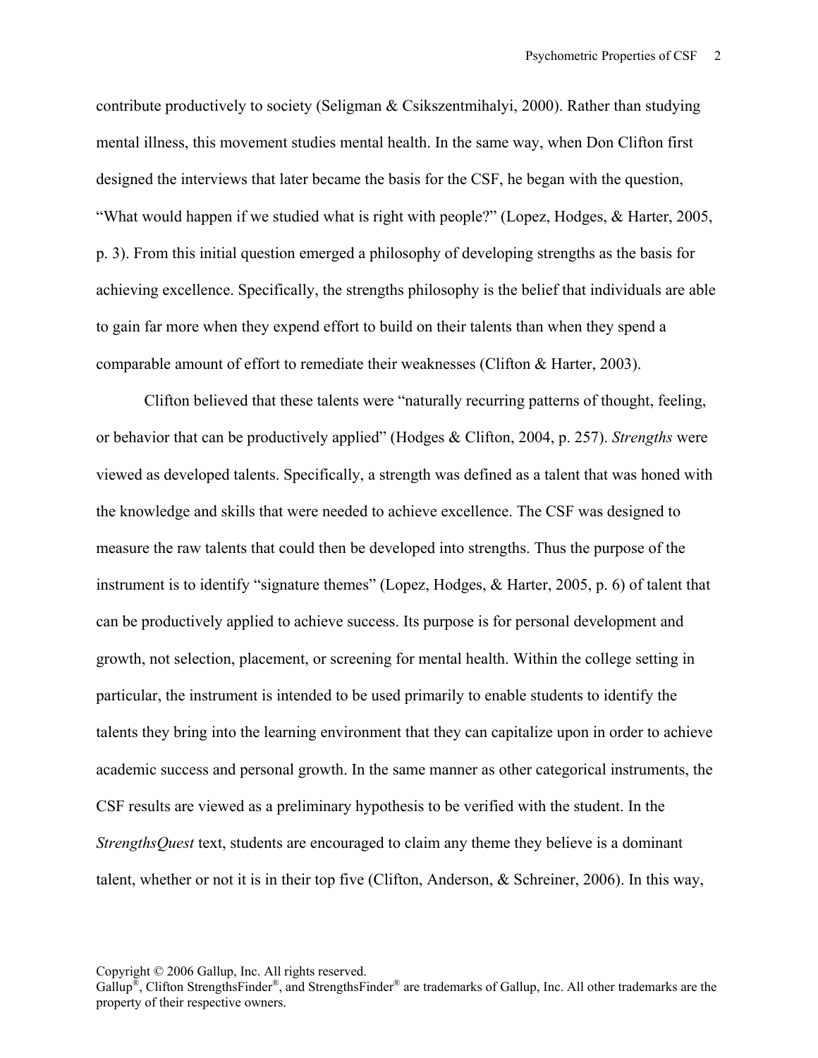contribute productively to society (Seligman & Csikszentmihalyi, 2000). Rather than studying mental illness, this movement studies mental health. In the same way, when Don Clifton first designed the interviews that later became the basis for the CSF, he began with the question, "What would happen if we studied what is right with people?" (Lopez, Hodges, & Harter, 2005, p. 3). From this initial question emerged a philosophy of developing strengths as the basis for achieving excellence. Specifically, the strengths philosophy is the belief that individuals are able to gain far more when they expend effort to build on their talents than when they spend a comparable amount of effort to remediate their weaknesses (Clifton & Harter, 2003).

Clifton believed that these talents were "naturally recurring patterns of thought, feeling, or behavior that can be productively applied" (Hodges & Clifton, 2004, p. 257). *Strengths* were viewed as developed talents. Specifically, a strength was defined as a talent that was honed with the knowledge and skills that were needed to achieve excellence. The CSF was designed to measure the raw talents that could then be developed into strengths. Thus the purpose of the instrument is to identify "signature themes" (Lopez, Hodges, & Harter, 2005, p. 6) of talent that can be productively applied to achieve success. Its purpose is for personal development and growth, not selection, placement, or screening for mental health. Within the college setting in particular, the instrument is intended to be used primarily to enable students to identify the talents they bring into the learning environment that they can capitalize upon in order to achieve academic success and personal growth. In the same manner as other categorical instruments, the CSF results are viewed as a preliminary hypothesis to be verified with the student. In the *StrengthsQuest* text, students are encouraged to claim any theme they believe is a dominant talent, whether or not it is in their top five (Clifton, Anderson, & Schreiner, 2006). In this way,

Copyright © 2006 Gallup, Inc. All rights reserved.
Gallup®, Clifton StrengthsFinder®, and StrengthsFinder® are trademarks of Gallup, Inc. All other trademarks are the property of their respective owners.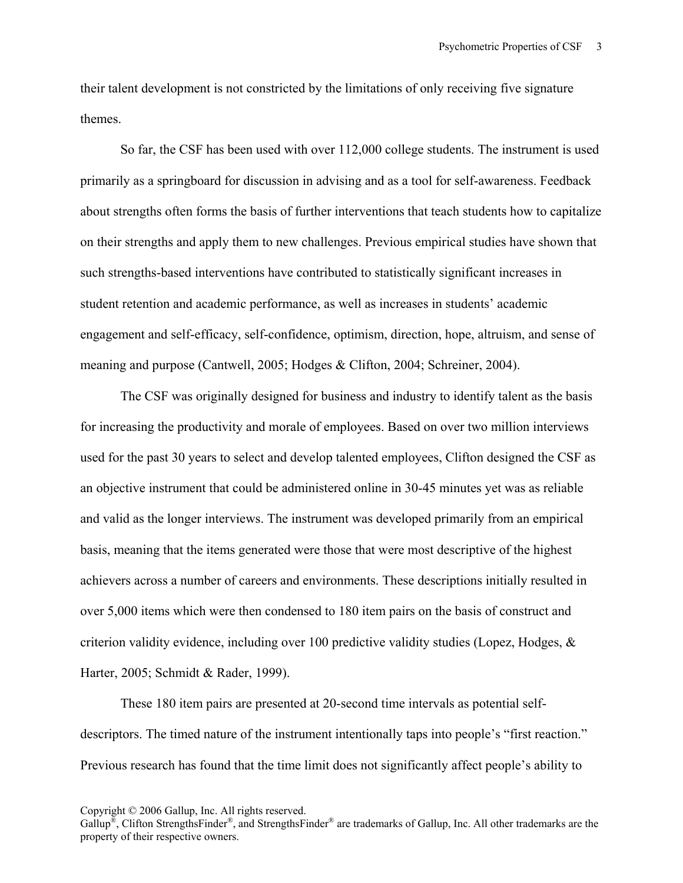their talent development is not constricted by the limitations of only receiving five signature themes.

So far, the CSF has been used with over 112,000 college students. The instrument is used primarily as a springboard for discussion in advising and as a tool for self-awareness. Feedback about strengths often forms the basis of further interventions that teach students how to capitalize on their strengths and apply them to new challenges. Previous empirical studies have shown that such strengths-based interventions have contributed to statistically significant increases in student retention and academic performance, as well as increases in students' academic engagement and self-efficacy, self-confidence, optimism, direction, hope, altruism, and sense of meaning and purpose (Cantwell, 2005; Hodges & Clifton, 2004; Schreiner, 2004).

The CSF was originally designed for business and industry to identify talent as the basis for increasing the productivity and morale of employees. Based on over two million interviews used for the past 30 years to select and develop talented employees, Clifton designed the CSF as an objective instrument that could be administered online in 30-45 minutes yet was as reliable and valid as the longer interviews. The instrument was developed primarily from an empirical basis, meaning that the items generated were those that were most descriptive of the highest achievers across a number of careers and environments. These descriptions initially resulted in over 5,000 items which were then condensed to 180 item pairs on the basis of construct and criterion validity evidence, including over 100 predictive validity studies (Lopez, Hodges, & Harter, 2005; Schmidt & Rader, 1999).

These 180 item pairs are presented at 20-second time intervals as potential self-descriptors. The timed nature of the instrument intentionally taps into people's "first reaction." Previous research has found that the time limit does not significantly affect people's ability to

Copyright © 2006 Gallup, Inc. All rights reserved.
Gallup®, Clifton StrengthsFinder®, and StrengthsFinder® are trademarks of Gallup, Inc. All other trademarks are the property of their respective owners.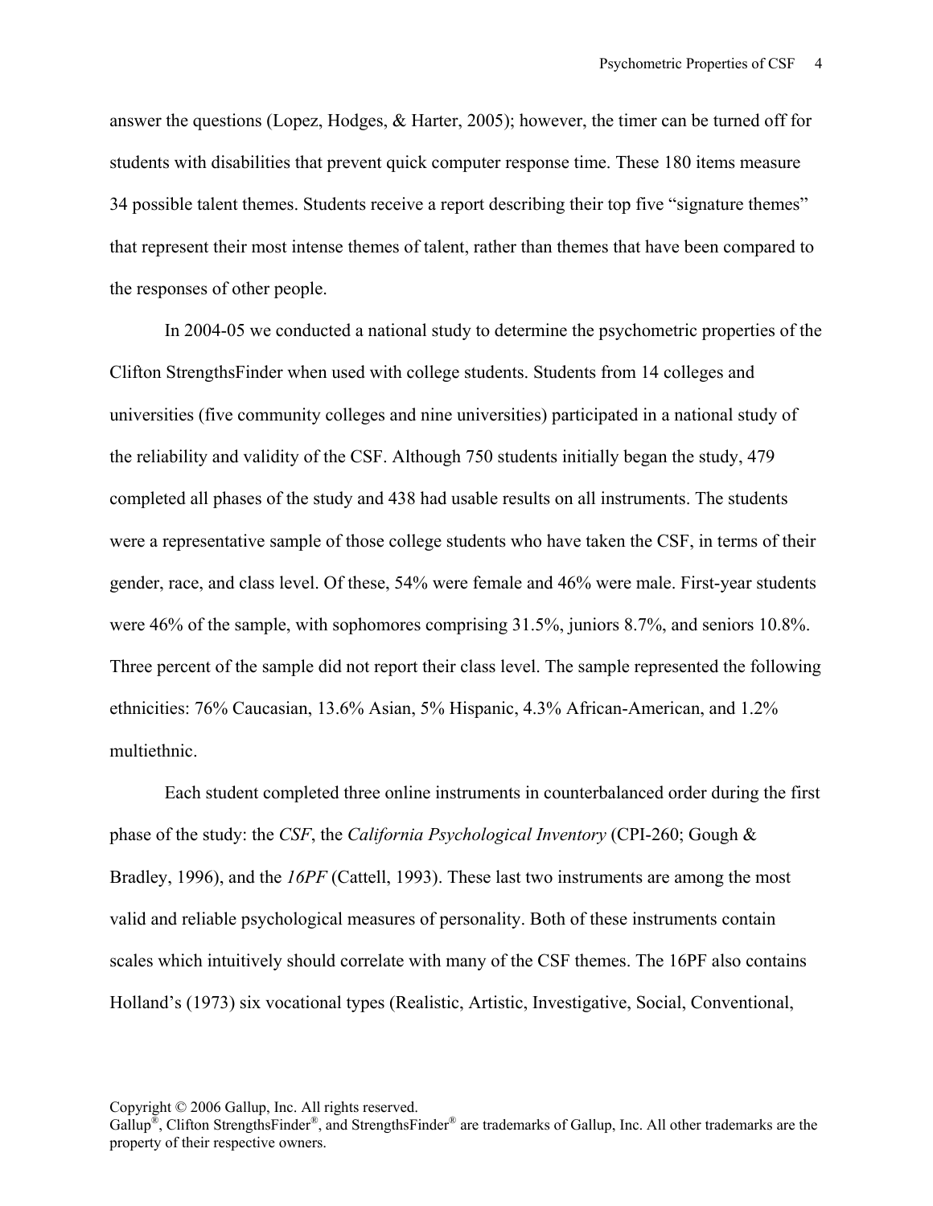answer the questions (Lopez, Hodges, & Harter, 2005); however, the timer can be turned off for students with disabilities that prevent quick computer response time. These 180 items measure 34 possible talent themes. Students receive a report describing their top five "signature themes" that represent their most intense themes of talent, rather than themes that have been compared to the responses of other people.

In 2004-05 we conducted a national study to determine the psychometric properties of the Clifton StrengthsFinder when used with college students. Students from 14 colleges and universities (five community colleges and nine universities) participated in a national study of the reliability and validity of the CSF. Although 750 students initially began the study, 479 completed all phases of the study and 438 had usable results on all instruments. The students were a representative sample of those college students who have taken the CSF, in terms of their gender, race, and class level. Of these, 54% were female and 46% were male. First-year students were 46% of the sample, with sophomores comprising 31.5%, juniors 8.7%, and seniors 10.8%. Three percent of the sample did not report their class level. The sample represented the following ethnicities: 76% Caucasian, 13.6% Asian, 5% Hispanic, 4.3% African-American, and 1.2% multiethnic.

Each student completed three online instruments in counterbalanced order during the first phase of the study: the *CSF*, the *California Psychological Inventory* (CPI-260; Gough & Bradley, 1996), and the *16PF* (Cattell, 1993). These last two instruments are among the most valid and reliable psychological measures of personality. Both of these instruments contain scales which intuitively should correlate with many of the CSF themes. The 16PF also contains Holland's (1973) six vocational types (Realistic, Artistic, Investigative, Social, Conventional,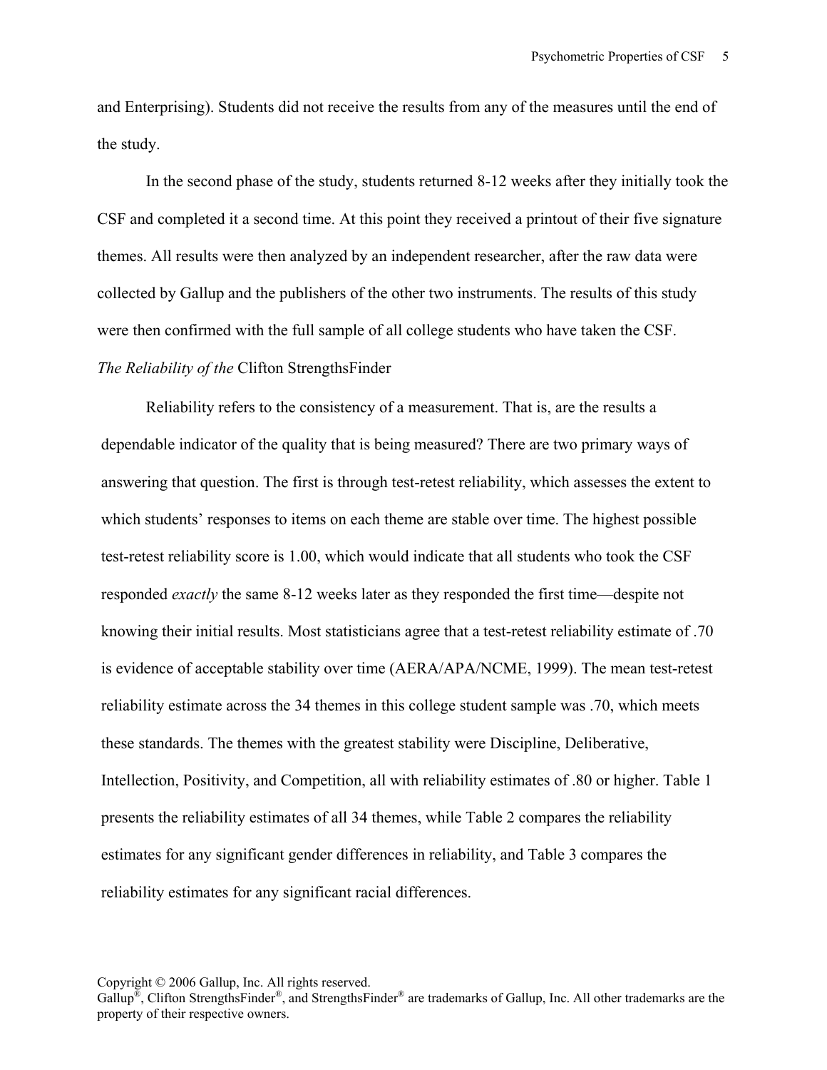and Enterprising). Students did not receive the results from any of the measures until the end of the study.

In the second phase of the study, students returned 8-12 weeks after they initially took the CSF and completed it a second time. At this point they received a printout of their five signature themes. All results were then analyzed by an independent researcher, after the raw data were collected by Gallup and the publishers of the other two instruments. The results of this study were then confirmed with the full sample of all college students who have taken the CSF.

### *The Reliability of the* Clifton StrengthsFinder

Reliability refers to the consistency of a measurement. That is, are the results a dependable indicator of the quality that is being measured? There are two primary ways of answering that question. The first is through test-retest reliability, which assesses the extent to which students' responses to items on each theme are stable over time. The highest possible test-retest reliability score is 1.00, which would indicate that all students who took the CSF responded *exactly* the same 8-12 weeks later as they responded the first time—despite not knowing their initial results. Most statisticians agree that a test-retest reliability estimate of .70 is evidence of acceptable stability over time (AERA/APA/NCME, 1999). The mean test-retest reliability estimate across the 34 themes in this college student sample was .70, which meets these standards. The themes with the greatest stability were Discipline, Deliberative, Intellection, Positivity, and Competition, all with reliability estimates of .80 or higher. Table 1 presents the reliability estimates of all 34 themes, while Table 2 compares the reliability estimates for any significant gender differences in reliability, and Table 3 compares the reliability estimates for any significant racial differences.

Copyright © 2006 Gallup, Inc. All rights reserved.
Gallup®, Clifton StrengthsFinder®, and StrengthsFinder® are trademarks of Gallup, Inc. All other trademarks are the property of their respective owners.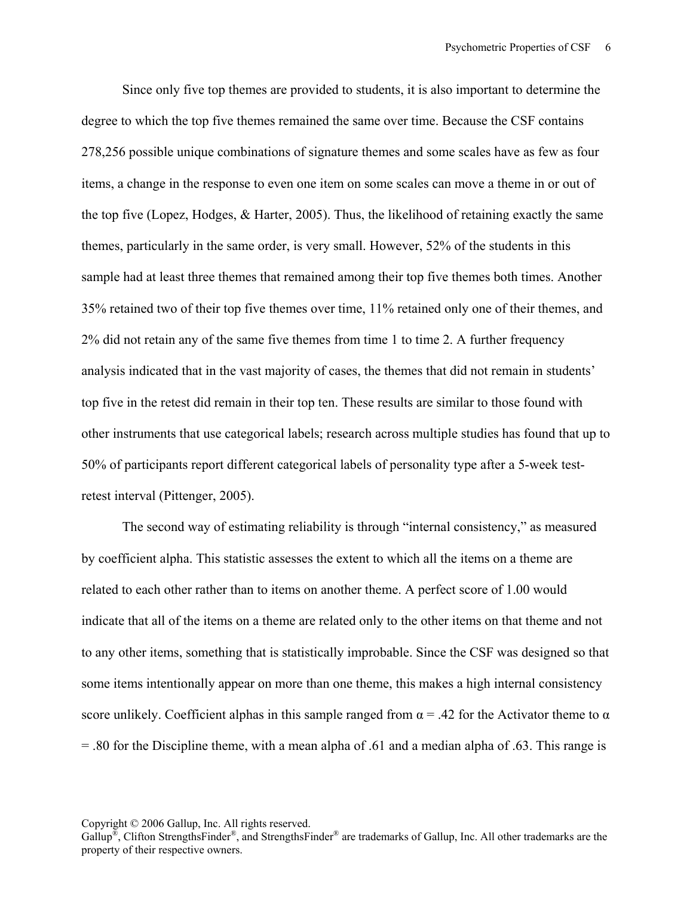Since only five top themes are provided to students, it is also important to determine the degree to which the top five themes remained the same over time. Because the CSF contains 278,256 possible unique combinations of signature themes and some scales have as few as four items, a change in the response to even one item on some scales can move a theme in or out of the top five (Lopez, Hodges, & Harter, 2005). Thus, the likelihood of retaining exactly the same themes, particularly in the same order, is very small. However, 52% of the students in this sample had at least three themes that remained among their top five themes both times. Another 35% retained two of their top five themes over time, 11% retained only one of their themes, and 2% did not retain any of the same five themes from time 1 to time 2. A further frequency analysis indicated that in the vast majority of cases, the themes that did not remain in students' top five in the retest did remain in their top ten. These results are similar to those found with other instruments that use categorical labels; research across multiple studies has found that up to 50% of participants report different categorical labels of personality type after a 5-week test-retest interval (Pittenger, 2005).

The second way of estimating reliability is through "internal consistency," as measured by coefficient alpha. This statistic assesses the extent to which all the items on a theme are related to each other rather than to items on another theme. A perfect score of 1.00 would indicate that all of the items on a theme are related only to the other items on that theme and not to any other items, something that is statistically improbable. Since the CSF was designed so that some items intentionally appear on more than one theme, this makes a high internal consistency score unlikely. Coefficient alphas in this sample ranged from $\alpha = .42$ for the Activator theme to $\alpha = .80$ for the Discipline theme, with a mean alpha of .61 and a median alpha of .63. This range is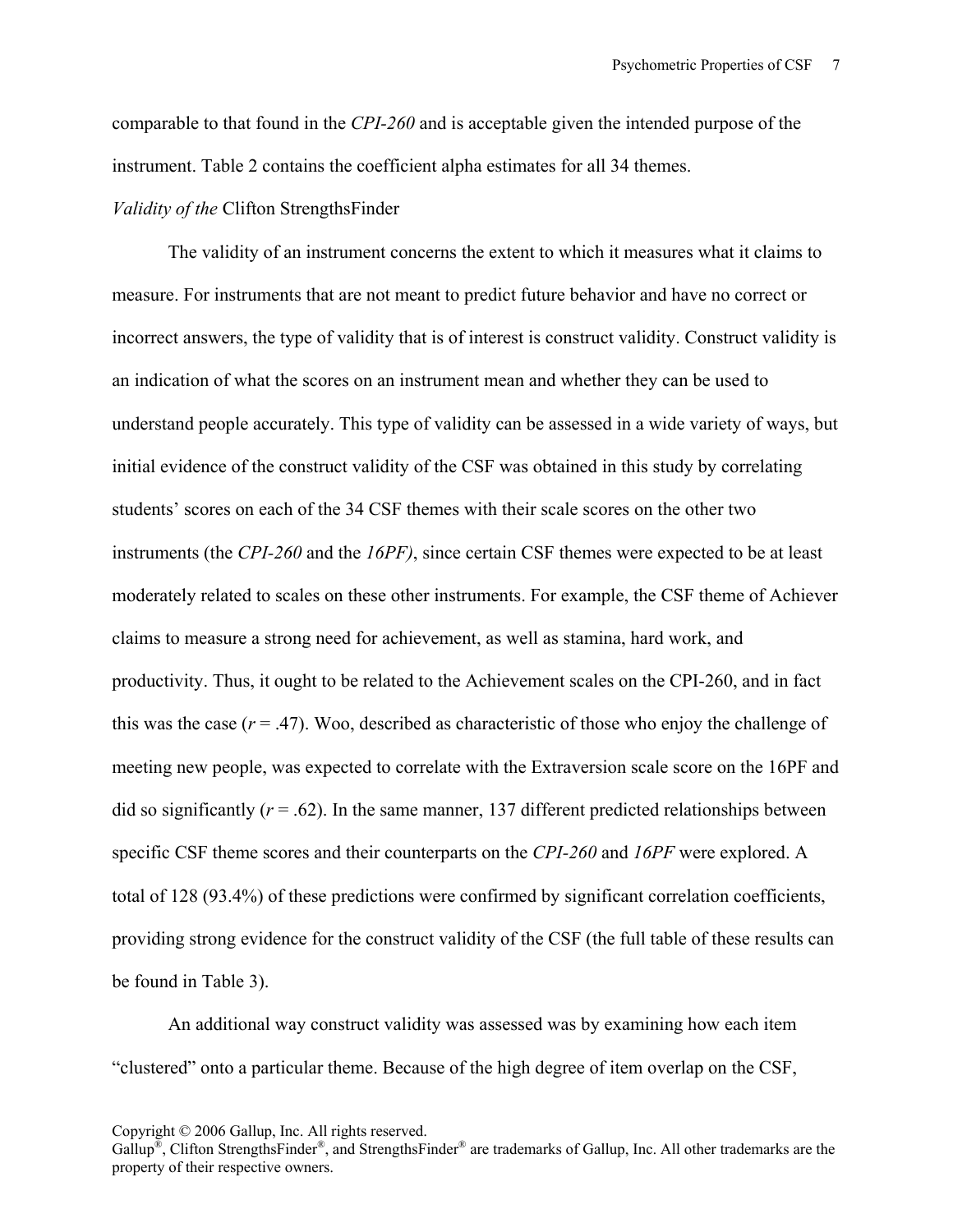comparable to that found in the *CPI-260* and is acceptable given the intended purpose of the instrument. Table 2 contains the coefficient alpha estimates for all 34 themes.

*Validity of the* Clifton StrengthsFinder

The validity of an instrument concerns the extent to which it measures what it claims to measure. For instruments that are not meant to predict future behavior and have no correct or incorrect answers, the type of validity that is of interest is construct validity. Construct validity is an indication of what the scores on an instrument mean and whether they can be used to understand people accurately. This type of validity can be assessed in a wide variety of ways, but initial evidence of the construct validity of the CSF was obtained in this study by correlating students' scores on each of the 34 CSF themes with their scale scores on the other two instruments (the *CPI-260* and the *16PF)*, since certain CSF themes were expected to be at least moderately related to scales on these other instruments. For example, the CSF theme of Achiever claims to measure a strong need for achievement, as well as stamina, hard work, and productivity. Thus, it ought to be related to the Achievement scales on the CPI-260, and in fact this was the case ($r = .47$). Woo, described as characteristic of those who enjoy the challenge of meeting new people, was expected to correlate with the Extraversion scale score on the 16PF and did so significantly ($r = .62$). In the same manner, 137 different predicted relationships between specific CSF theme scores and their counterparts on the *CPI-260* and *16PF* were explored. A total of 128 (93.4%) of these predictions were confirmed by significant correlation coefficients, providing strong evidence for the construct validity of the CSF (the full table of these results can be found in Table 3).

An additional way construct validity was assessed was by examining how each item "clustered" onto a particular theme. Because of the high degree of item overlap on the CSF,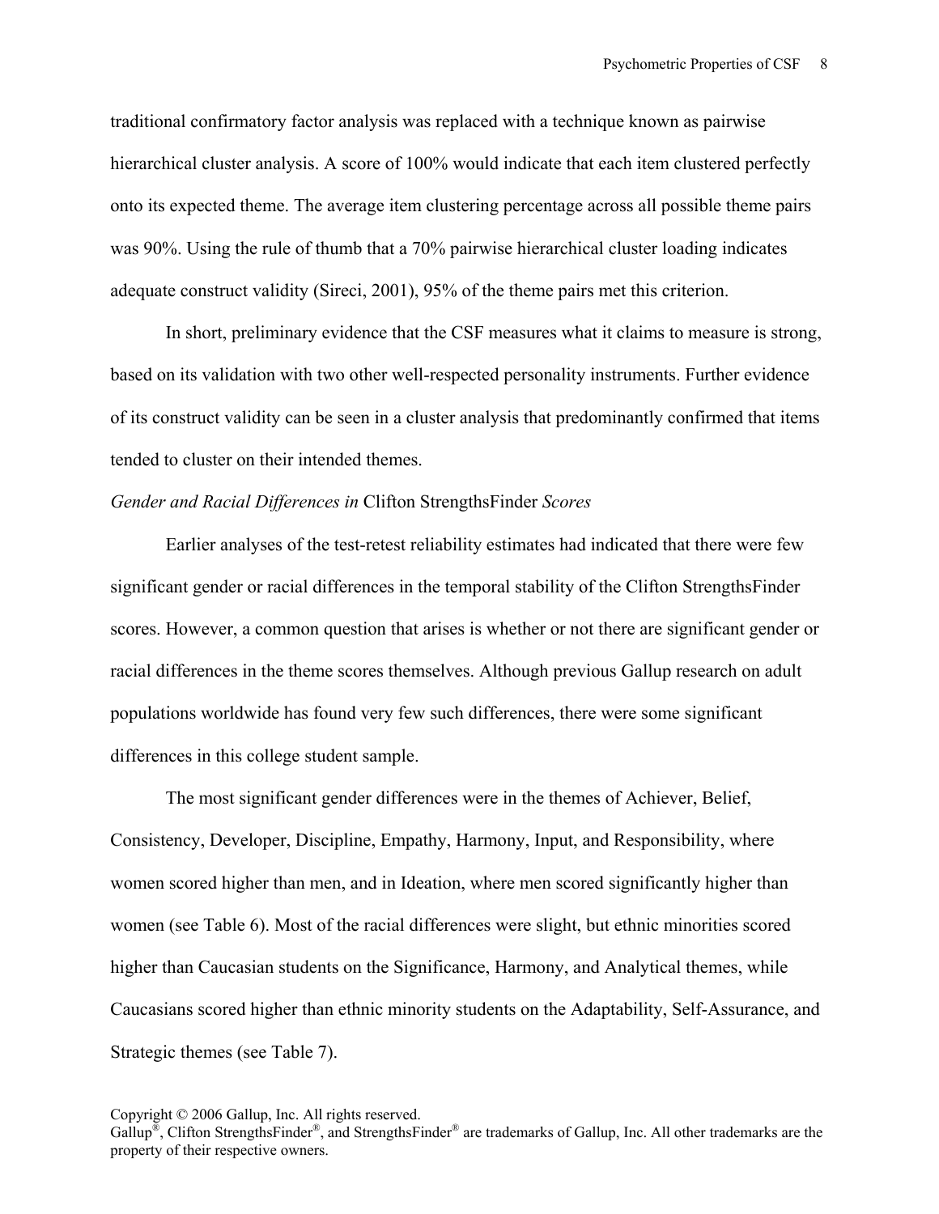traditional confirmatory factor analysis was replaced with a technique known as pairwise hierarchical cluster analysis. A score of 100% would indicate that each item clustered perfectly onto its expected theme. The average item clustering percentage across all possible theme pairs was 90%. Using the rule of thumb that a 70% pairwise hierarchical cluster loading indicates adequate construct validity (Sireci, 2001), 95% of the theme pairs met this criterion.

In short, preliminary evidence that the CSF measures what it claims to measure is strong, based on its validation with two other well-respected personality instruments. Further evidence of its construct validity can be seen in a cluster analysis that predominantly confirmed that items tended to cluster on their intended themes.

### *Gender and Racial Differences in* Clifton StrengthsFinder *Scores*

Earlier analyses of the test-retest reliability estimates had indicated that there were few significant gender or racial differences in the temporal stability of the Clifton StrengthsFinder scores. However, a common question that arises is whether or not there are significant gender or racial differences in the theme scores themselves. Although previous Gallup research on adult populations worldwide has found very few such differences, there were some significant differences in this college student sample.

The most significant gender differences were in the themes of Achiever, Belief, Consistency, Developer, Discipline, Empathy, Harmony, Input, and Responsibility, where women scored higher than men, and in Ideation, where men scored significantly higher than women (see Table 6). Most of the racial differences were slight, but ethnic minorities scored higher than Caucasian students on the Significance, Harmony, and Analytical themes, while Caucasians scored higher than ethnic minority students on the Adaptability, Self-Assurance, and Strategic themes (see Table 7).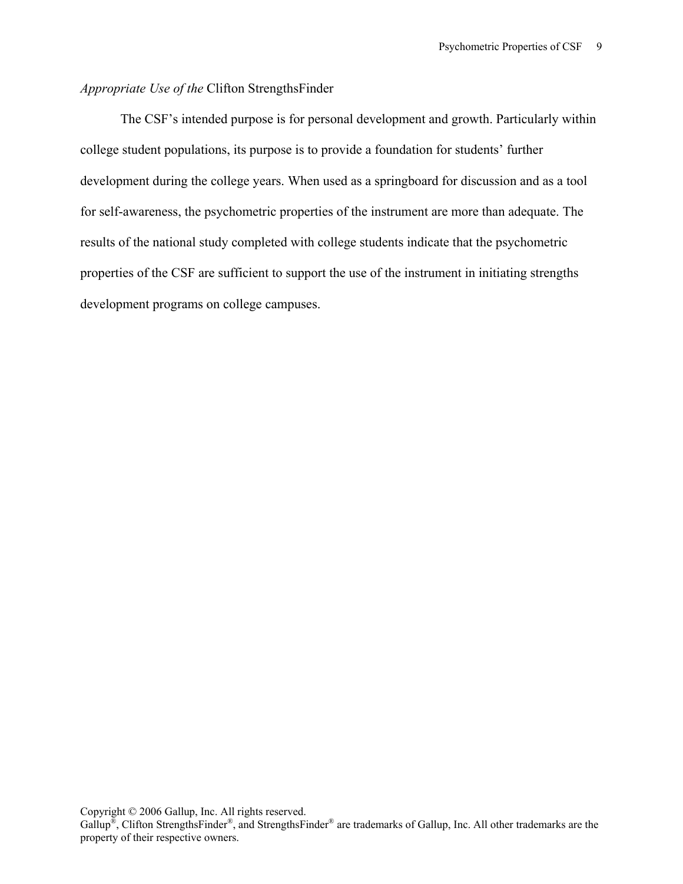### *Appropriate Use of the* Clifton StrengthsFinder

The CSF's intended purpose is for personal development and growth. Particularly within college student populations, its purpose is to provide a foundation for students' further development during the college years. When used as a springboard for discussion and as a tool for self-awareness, the psychometric properties of the instrument are more than adequate. The results of the national study completed with college students indicate that the psychometric properties of the CSF are sufficient to support the use of the instrument in initiating strengths development programs on college campuses.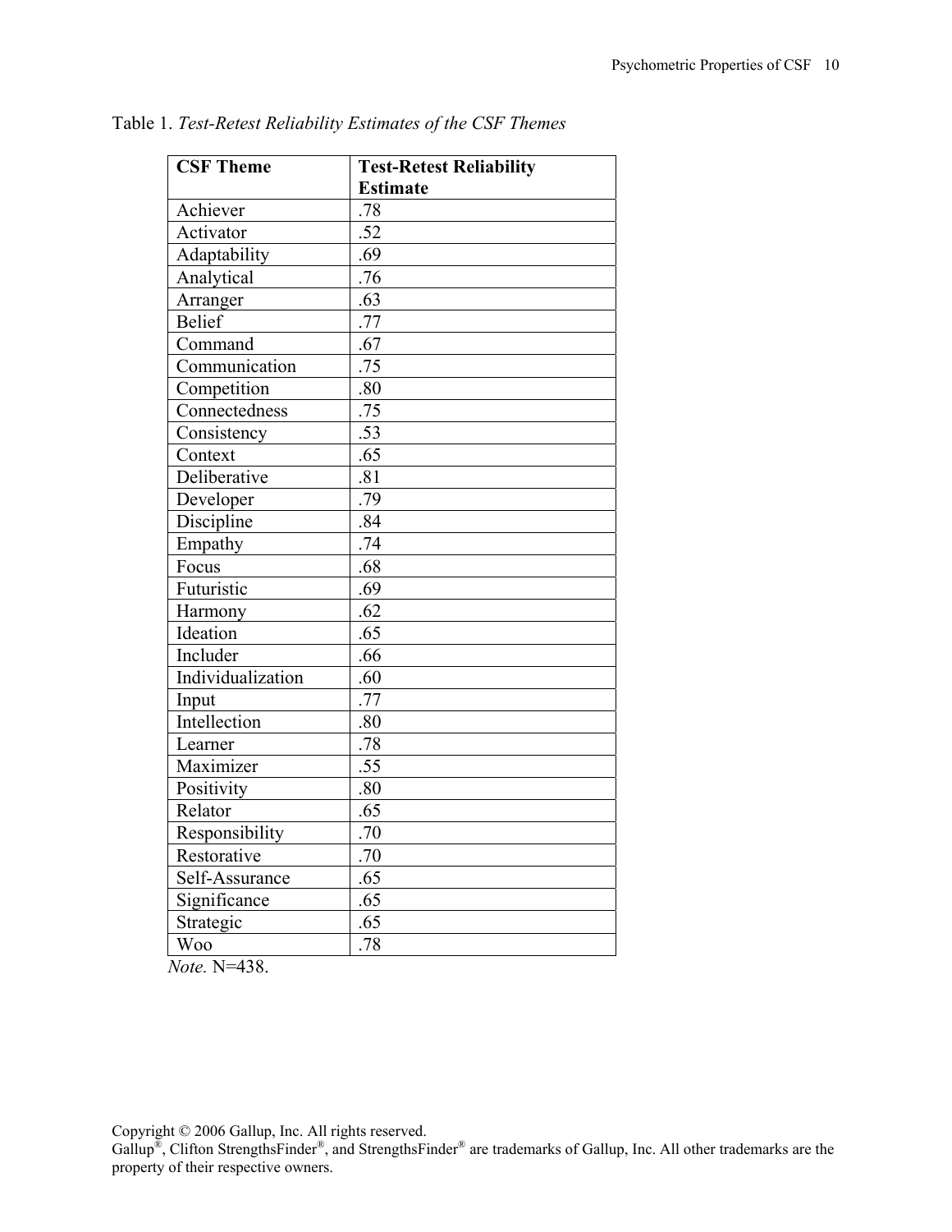Table 1. *Test-Retest Reliability Estimates of the CSF Themes*

| CSF Theme | Test-Retest Reliability Estimate |
|---|---|
| Achiever | .78 |
| Activator | .52 |
| Adaptability | .69 |
| Analytical | .76 |
| Arranger | .63 |
| Belief | .77 |
| Command | .67 |
| Communication | .75 |
| Competition | .80 |
| Connectedness | .75 |
| Consistency | .53 |
| Context | .65 |
| Deliberative | .81 |
| Developer | .79 |
| Discipline | .84 |
| Empathy | .74 |
| Focus | .68 |
| Futuristic | .69 |
| Harmony | .62 |
| Ideation | .65 |
| Includer | .66 |
| Individualization | .60 |
| Input | .77 |
| Intellection | .80 |
| Learner | .78 |
| Maximizer | .55 |
| Positivity | .80 |
| Relator | .65 |
| Responsibility | .70 |
| Restorative | .70 |
| Self-Assurance | .65 |
| Significance | .65 |
| Strategic | .65 |
| Woo | .78 |

*Note.* N=438.

Copyright © 2006 Gallup, Inc. All rights reserved.
Gallup®, Clifton StrengthsFinder®, and StrengthsFinder® are trademarks of Gallup, Inc. All other trademarks are the property of their respective owners.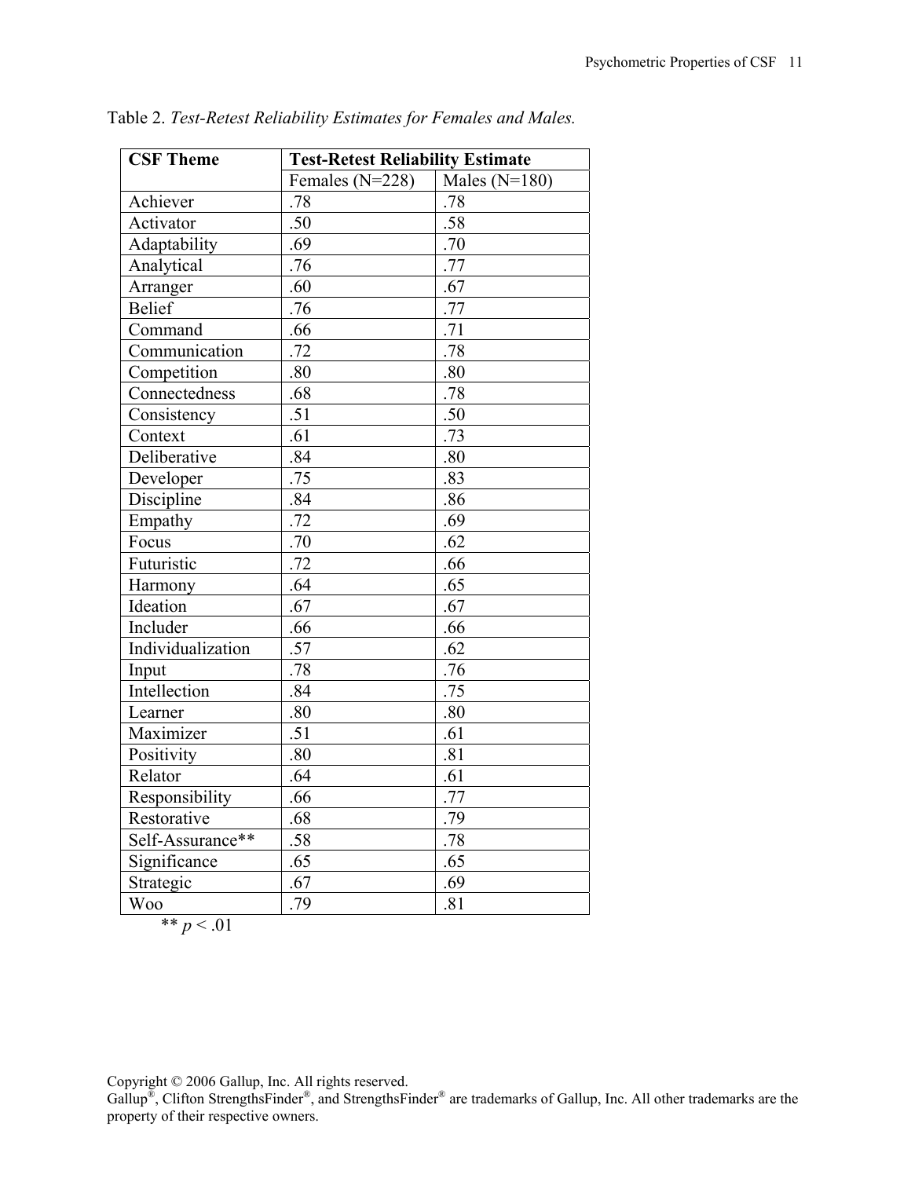Table 2. *Test-Retest Reliability Estimates for Females and Males.*

| **CSF Theme** | **Test-Retest Reliability Estimate** | |
|---|---|---|
| | Females (N=228) | Males (N=180) |
| Achiever | .78 | .78 |
| Activator | .50 | .58 |
| Adaptability | .69 | .70 |
| Analytical | .76 | .77 |
| Arranger | .60 | .67 |
| Belief | .76 | .77 |
| Command | .66 | .71 |
| Communication | .72 | .78 |
| Competition | .80 | .80 |
| Connectedness | .68 | .78 |
| Consistency | .51 | .50 |
| Context | .61 | .73 |
| Deliberative | .84 | .80 |
| Developer | .75 | .83 |
| Discipline | .84 | .86 |
| Empathy | .72 | .69 |
| Focus | .70 | .62 |
| Futuristic | .72 | .66 |
| Harmony | .64 | .65 |
| Ideation | .67 | .67 |
| Includer | .66 | .66 |
| Individualization | .57 | .62 |
| Input | .78 | .76 |
| Intellection | .84 | .75 |
| Learner | .80 | .80 |
| Maximizer | .51 | .61 |
| Positivity | .80 | .81 |
| Relator | .64 | .61 |
| Responsibility | .66 | .77 |
| Restorative | .68 | .79 |
| Self-Assurance** | .58 | .78 |
| Significance | .65 | .65 |
| Strategic | .67 | .69 |
| Woo | .79 | .81 |

** $p < .01$

Copyright © 2006 Gallup, Inc. All rights reserved.
Gallup®, Clifton StrengthsFinder®, and StrengthsFinder® are trademarks of Gallup, Inc. All other trademarks are the property of their respective owners.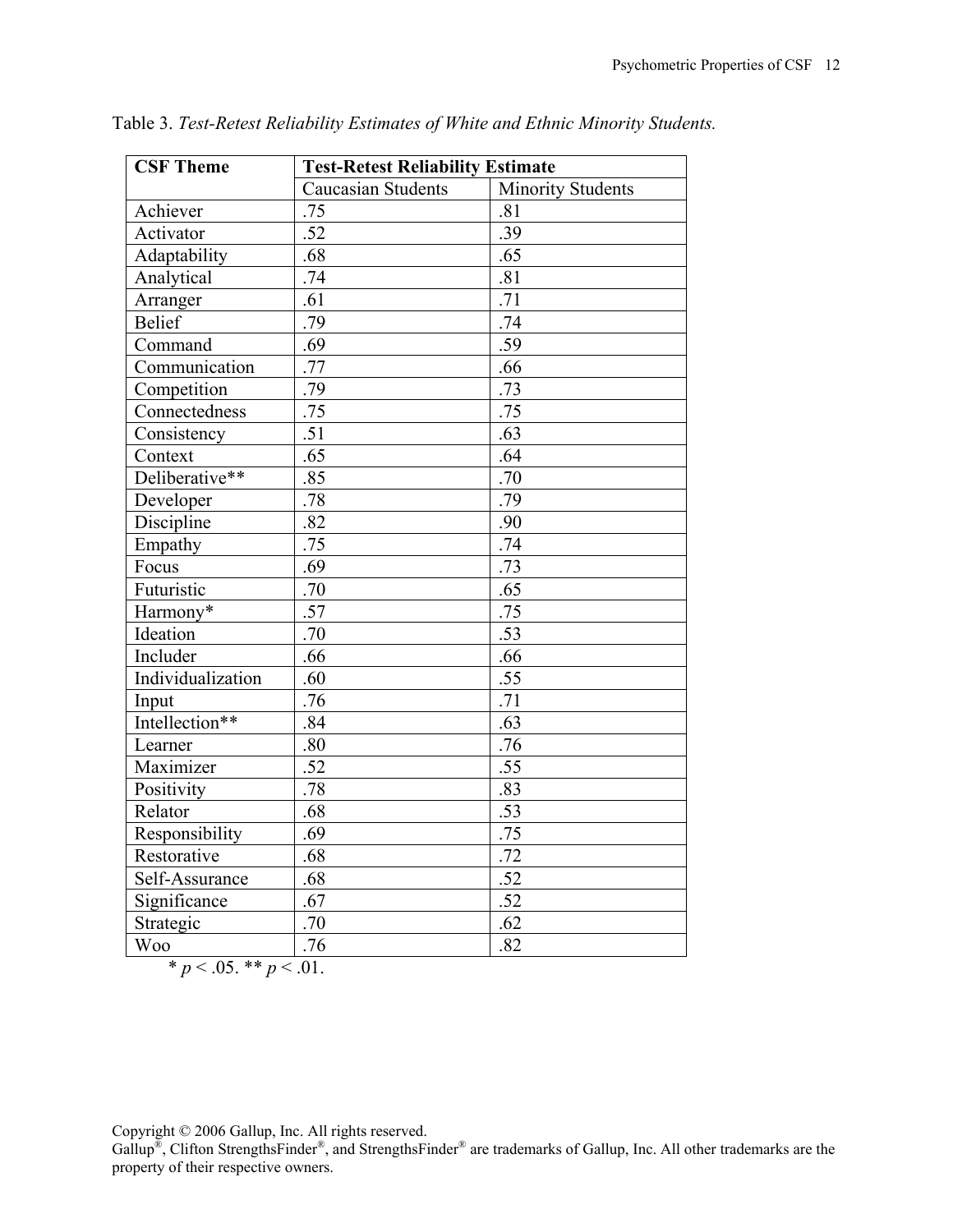Table 3. *Test-Retest Reliability Estimates of White and Ethnic Minority Students.*

| **CSF Theme** | **Test-Retest Reliability Estimate** | |
|---|---|---|
| | Caucasian Students | Minority Students |
| Achiever | .75 | .81 |
| Activator | .52 | .39 |
| Adaptability | .68 | .65 |
| Analytical | .74 | .81 |
| Arranger | .61 | .71 |
| Belief | .79 | .74 |
| Command | .69 | .59 |
| Communication | .77 | .66 |
| Competition | .79 | .73 |
| Connectedness | .75 | .75 |
| Consistency | .51 | .63 |
| Context | .65 | .64 |
| Deliberative** | .85 | .70 |
| Developer | .78 | .79 |
| Discipline | .82 | .90 |
| Empathy | .75 | .74 |
| Focus | .69 | .73 |
| Futuristic | .70 | .65 |
| Harmony* | .57 | .75 |
| Ideation | .70 | .53 |
| Includer | .66 | .66 |
| Individualization | .60 | .55 |
| Input | .76 | .71 |
| Intellection** | .84 | .63 |
| Learner | .80 | .76 |
| Maximizer | .52 | .55 |
| Positivity | .78 | .83 |
| Relator | .68 | .53 |
| Responsibility | .69 | .75 |
| Restorative | .68 | .72 |
| Self-Assurance | .68 | .52 |
| Significance | .67 | .52 |
| Strategic | .70 | .62 |
| Woo | .76 | .82 |

* $p < .05$. ** $p < .01$.

Copyright © 2006 Gallup, Inc. All rights reserved.
Gallup®, Clifton StrengthsFinder®, and StrengthsFinder® are trademarks of Gallup, Inc. All other trademarks are the property of their respective owners.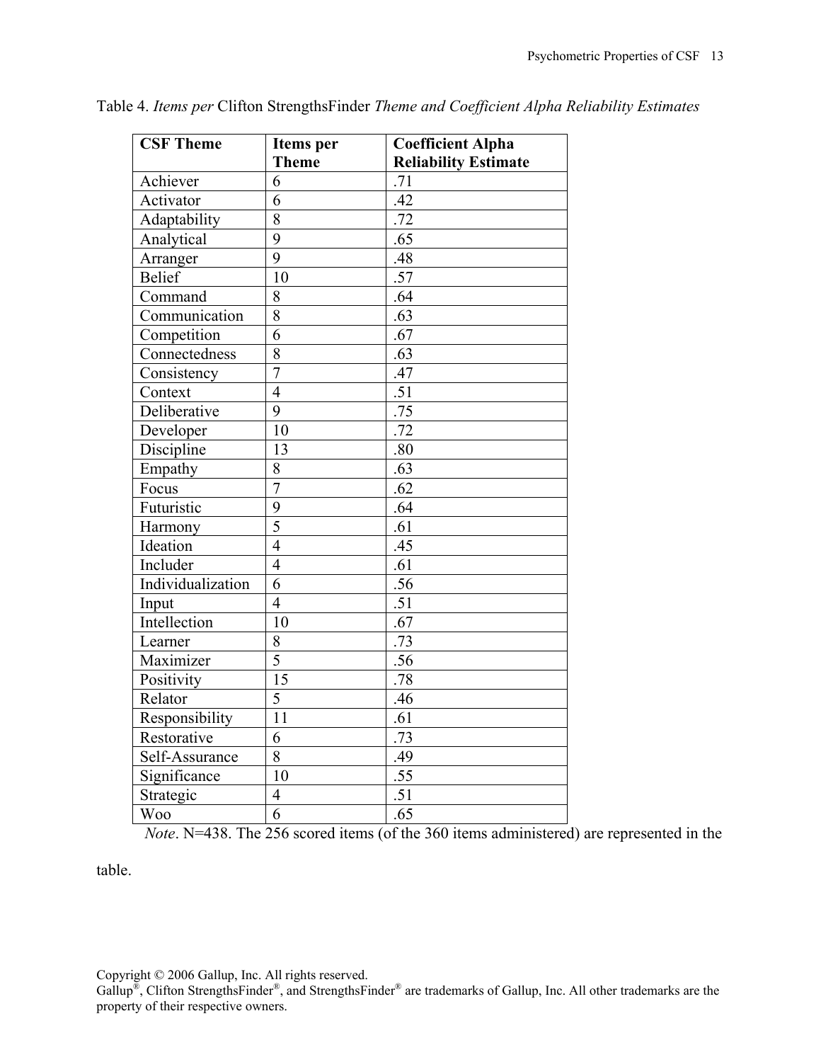Table 4. *Items per* Clifton StrengthsFinder *Theme and Coefficient Alpha Reliability Estimates*

| **CSF Theme** | **Items per Theme** | **Coefficient Alpha Reliability Estimate** |
|---|---|---|
| Achiever | 6 | .71 |
| Activator | 6 | .42 |
| Adaptability | 8 | .72 |
| Analytical | 9 | .65 |
| Arranger | 9 | .48 |
| Belief | 10 | .57 |
| Command | 8 | .64 |
| Communication | 8 | .63 |
| Competition | 6 | .67 |
| Connectedness | 8 | .63 |
| Consistency | 7 | .47 |
| Context | 4 | .51 |
| Deliberative | 9 | .75 |
| Developer | 10 | .72 |
| Discipline | 13 | .80 |
| Empathy | 8 | .63 |
| Focus | 7 | .62 |
| Futuristic | 9 | .64 |
| Harmony | 5 | .61 |
| Ideation | 4 | .45 |
| Includer | 4 | .61 |
| Individualization | 6 | .56 |
| Input | 4 | .51 |
| Intellection | 10 | .67 |
| Learner | 8 | .73 |
| Maximizer | 5 | .56 |
| Positivity | 15 | .78 |
| Relator | 5 | .46 |
| Responsibility | 11 | .61 |
| Restorative | 6 | .73 |
| Self-Assurance | 8 | .49 |
| Significance | 10 | .55 |
| Strategic | 4 | .51 |
| Woo | 6 | .65 |

*Note*. N=438. The 256 scored items (of the 360 items administered) are represented in the table.

Copyright © 2006 Gallup, Inc. All rights reserved.
Gallup®, Clifton StrengthsFinder®, and StrengthsFinder® are trademarks of Gallup, Inc. All other trademarks are the property of their respective owners.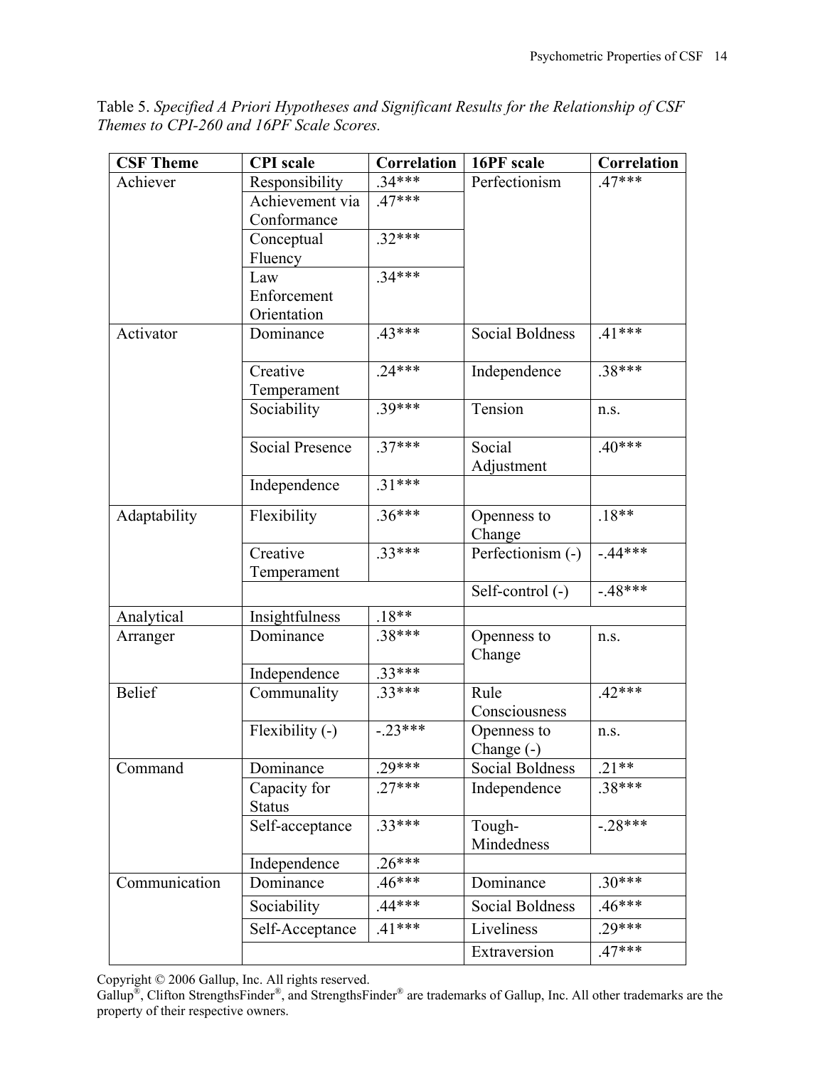Table 5. *Specified A Priori Hypotheses and Significant Results for the Relationship of CSF Themes to CPI-260 and 16PF Scale Scores.*

| CSF Theme | CPI scale | Correlation | 16PF scale | Correlation |
|---|---|---|---|---|
| Achiever | Responsibility | .34*** | Perfectionism | .47*** |
| | Achievement via Conformance | .47*** | | |
| | Conceptual Fluency | .32*** | | |
| | Law Enforcement Orientation | .34*** | | |
| Activator | Dominance | .43*** | Social Boldness | .41*** |
| | Creative Temperament | .24*** | Independence | .38*** |
| | Sociability | .39*** | Tension | n.s. |
| | Social Presence | .37*** | Social Adjustment | .40*** |
| | Independence | .31*** | | |
| Adaptability | Flexibility | .36*** | Openness to Change | .18** |
| | Creative Temperament | .33*** | Perfectionism (-) | -.44*** |
| | | | Self-control (-) | -.48*** |
| Analytical | Insightfulness | .18** | | |
| Arranger | Dominance | .38*** | Openness to Change | n.s. |
| | Independence | .33*** | | |
| Belief | Communality | .33*** | Rule Consciousness | .42*** |
| | Flexibility (-) | -.23*** | Openness to Change (-) | n.s. |
| Command | Dominance | .29*** | Social Boldness | .21** |
| | Capacity for Status | .27*** | Independence | .38*** |
| | Self-acceptance | .33*** | Tough-Mindedness | -.28*** |
| | Independence | .26*** | | |
| Communication | Dominance | .46*** | Dominance | .30*** |
| | Sociability | .44*** | Social Boldness | .46*** |
| | Self-Acceptance | .41*** | Liveliness | .29*** |
| | | | Extraversion | .47*** |

Copyright © 2006 Gallup, Inc. All rights reserved.
Gallup®, Clifton StrengthsFinder®, and StrengthsFinder® are trademarks of Gallup, Inc. All other trademarks are the property of their respective owners.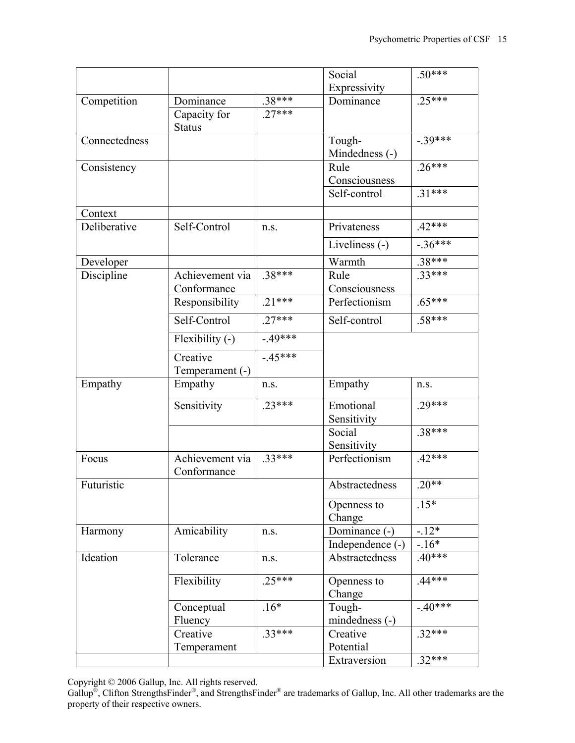| | | | | |
|---|---|---|---|---|
| | | | Social Expressivity | .50*** |
| Competition | Dominance | .38*** | Dominance | .25*** |
| | Capacity for Status | .27*** | | |
| Connectedness | | | Tough-Mindedness (-) | -.39*** |
| Consistency | | | Rule Consciousness | .26*** |
| | | | Self-control | .31*** |
| Context | | | | |
| Deliberative | Self-Control | n.s. | Privateness | .42*** |
| | | | Liveliness (-) | -.36*** |
| Developer | | | Warmth | .38*** |
| Discipline | Achievement via Conformance | .38*** | Rule Consciousness | .33*** |
| | Responsibility | .21*** | Perfectionism | .65*** |
| | Self-Control | .27*** | Self-control | .58*** |
| | Flexibility (-) | -.49*** | | |
| | Creative Temperament (-) | -.45*** | | |
| Empathy | Empathy | n.s. | Empathy | n.s. |
| | Sensitivity | .23*** | Emotional Sensitivity | .29*** |
| | | | Social Sensitivity | .38*** |
| Focus | Achievement via Conformance | .33*** | Perfectionism | .42*** |
| Futuristic | | | Abstractedness | .20** |
| | | | Openness to Change | .15* |
| Harmony | Amicability | n.s. | Dominance (-) | -.12* |
| | | | Independence (-) | -.16* |
| Ideation | Tolerance | n.s. | Abstractedness | .40*** |
| | Flexibility | .25*** | Openness to Change | .44*** |
| | Conceptual Fluency | .16* | Tough-mindedness (-) | -.40*** |
| | Creative Temperament | .33*** | Creative Potential | .32*** |
| | | | Extraversion | .32*** |

Copyright © 2006 Gallup, Inc. All rights reserved.
Gallup®, Clifton StrengthsFinder®, and StrengthsFinder® are trademarks of Gallup, Inc. All other trademarks are the property of their respective owners.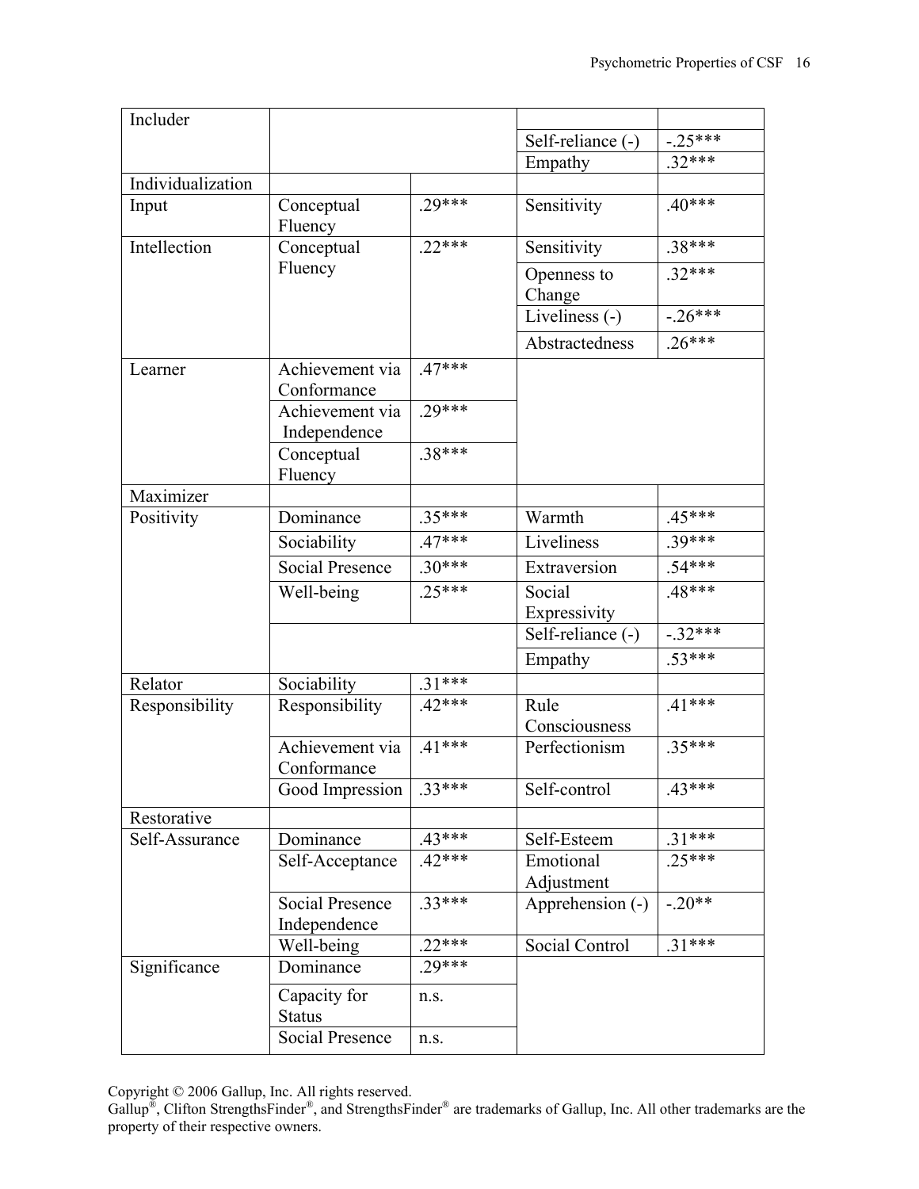| Includer | | | | |
|---|---|---|---|---|
| | | | Self-reliance (-) | -.25*** |
| | | | Empathy | .32*** |
| Individualization | | | | |
| Input | Conceptual Fluency | .29*** | Sensitivity | .40*** |
| Intellection | Conceptual Fluency | .22*** | Sensitivity | .38*** |
| | | | Openness to Change | .32*** |
| | | | Liveliness (-) | -.26*** |
| | | | Abstractedness | .26*** |
| Learner | Achievement via Conformance | .47*** | | |
| | Achievement via Independence | .29*** | | |
| | Conceptual Fluency | .38*** | | |
| Maximizer | | | | |
| Positivity | Dominance | .35*** | Warmth | .45*** |
| | Sociability | .47*** | Liveliness | .39*** |
| | Social Presence | .30*** | Extraversion | .54*** |
| | Well-being | .25*** | Social Expressivity | .48*** |
| | | | Self-reliance (-) | -.32*** |
| | | | Empathy | .53*** |
| Relator | Sociability | .31*** | | |
| Responsibility | Responsibility | .42*** | Rule Consciousness | .41*** |
| | Achievement via Conformance | .41*** | Perfectionism | .35*** |
| | Good Impression | .33*** | Self-control | .43*** |
| Restorative | | | | |
| Self-Assurance | Dominance | .43*** | Self-Esteem | .31*** |
| | Self-Acceptance | .42*** | Emotional Adjustment | .25*** |
| | Social Presence Independence | .33*** | Apprehension (-) | -.20** |
| | Well-being | .22*** | Social Control | .31*** |
| Significance | Dominance | .29*** | | |
| | Capacity for Status | n.s. | | |
| | Social Presence | n.s. | | |

Copyright © 2006 Gallup, Inc. All rights reserved.
Gallup®, Clifton StrengthsFinder®, and StrengthsFinder® are trademarks of Gallup, Inc. All other trademarks are the property of their respective owners.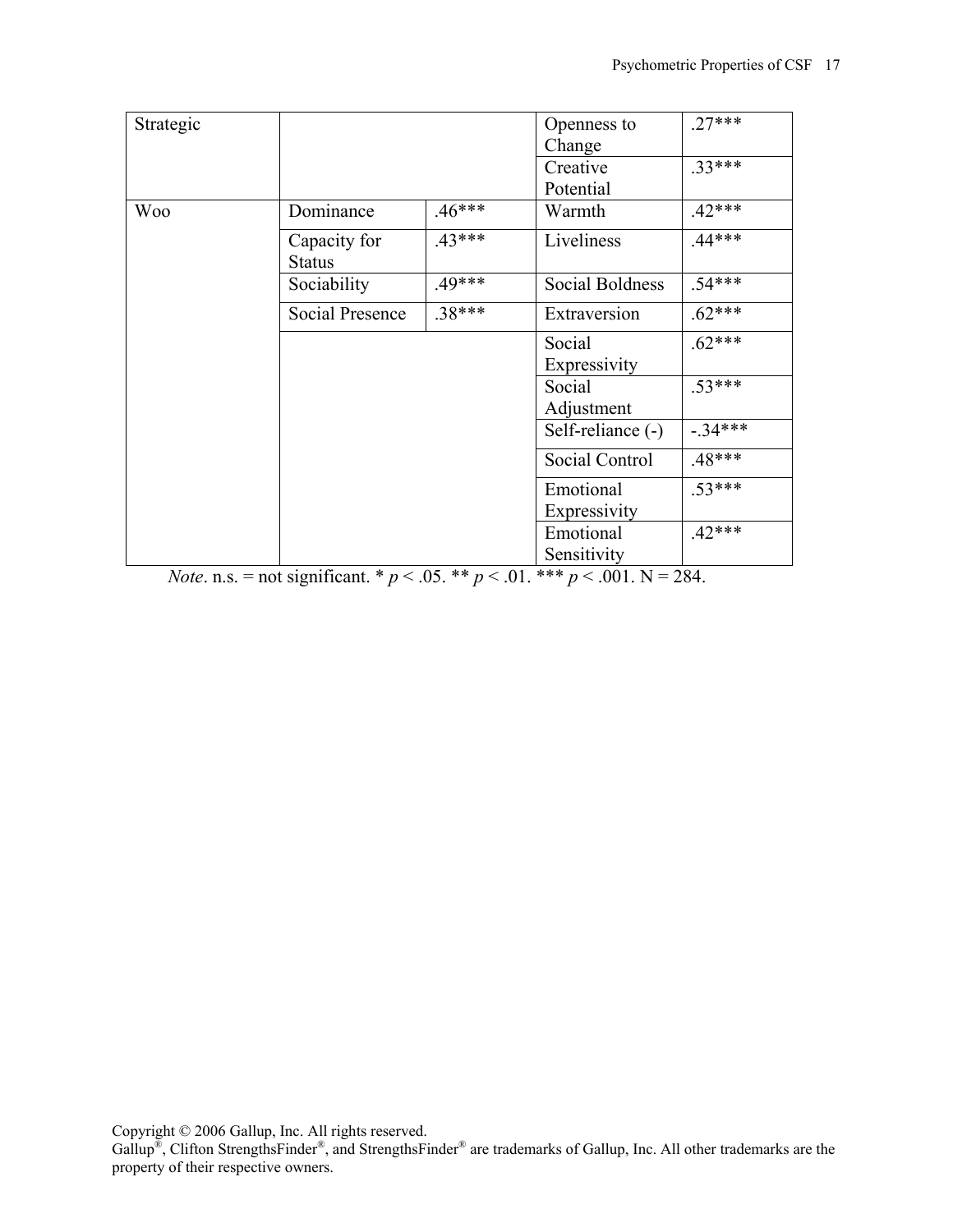| Strategic | | | Openness to Change | .27*** |
|---|---|---|---|---|
| | | | Creative Potential | .33*** |
| Woo | Dominance | .46*** | Warmth | .42*** |
| | Capacity for Status | .43*** | Liveliness | .44*** |
| | Sociability | .49*** | Social Boldness | .54*** |
| | Social Presence | .38*** | Extraversion | .62*** |
| | | | Social Expressivity | .62*** |
| | | | Social Adjustment | .53*** |
| | | | Self-reliance (-) | -.34*** |
| | | | Social Control | .48*** |
| | | | Emotional Expressivity | .53*** |
| | | | Emotional Sensitivity | .42*** |

*Note*. n.s. = not significant. * $p < .05$. ** $p < .01$. *** $p < .001$. N = 284.

Copyright © 2006 Gallup, Inc. All rights reserved.
Gallup®, Clifton StrengthsFinder®, and StrengthsFinder® are trademarks of Gallup, Inc. All other trademarks are the property of their respective owners.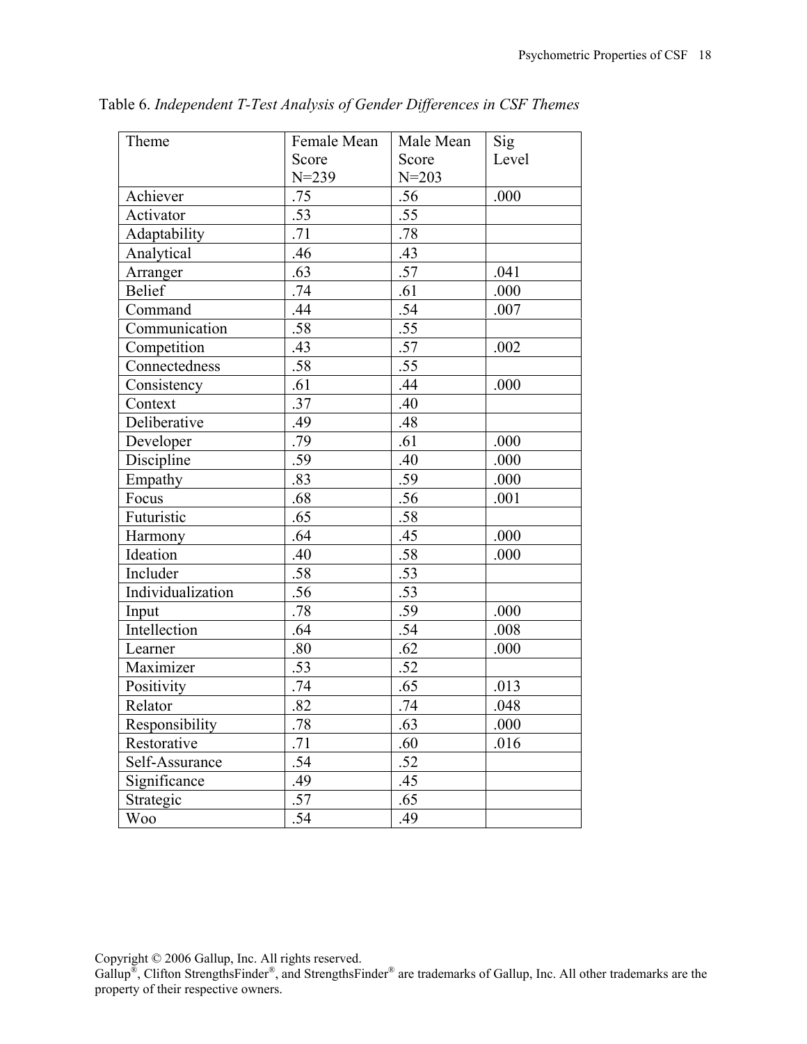Table 6. *Independent T-Test Analysis of Gender Differences in CSF Themes*

| Theme | Female Mean Score N=239 | Male Mean Score N=203 | Sig Level |
|---|---|---|---|
| Achiever | .75 | .56 | .000 |
| Activator | .53 | .55 | |
| Adaptability | .71 | .78 | |
| Analytical | .46 | .43 | |
| Arranger | .63 | .57 | .041 |
| Belief | .74 | .61 | .000 |
| Command | .44 | .54 | .007 |
| Communication | .58 | .55 | |
| Competition | .43 | .57 | .002 |
| Connectedness | .58 | .55 | |
| Consistency | .61 | .44 | .000 |
| Context | .37 | .40 | |
| Deliberative | .49 | .48 | |
| Developer | .79 | .61 | .000 |
| Discipline | .59 | .40 | .000 |
| Empathy | .83 | .59 | .000 |
| Focus | .68 | .56 | .001 |
| Futuristic | .65 | .58 | |
| Harmony | .64 | .45 | .000 |
| Ideation | .40 | .58 | .000 |
| Includer | .58 | .53 | |
| Individualization | .56 | .53 | |
| Input | .78 | .59 | .000 |
| Intellection | .64 | .54 | .008 |
| Learner | .80 | .62 | .000 |
| Maximizer | .53 | .52 | |
| Positivity | .74 | .65 | .013 |
| Relator | .82 | .74 | .048 |
| Responsibility | .78 | .63 | .000 |
| Restorative | .71 | .60 | .016 |
| Self-Assurance | .54 | .52 | |
| Significance | .49 | .45 | |
| Strategic | .57 | .65 | |
| Woo | .54 | .49 | |

Copyright © 2006 Gallup, Inc. All rights reserved.
Gallup®, Clifton StrengthsFinder®, and StrengthsFinder® are trademarks of Gallup, Inc. All other trademarks are the property of their respective owners.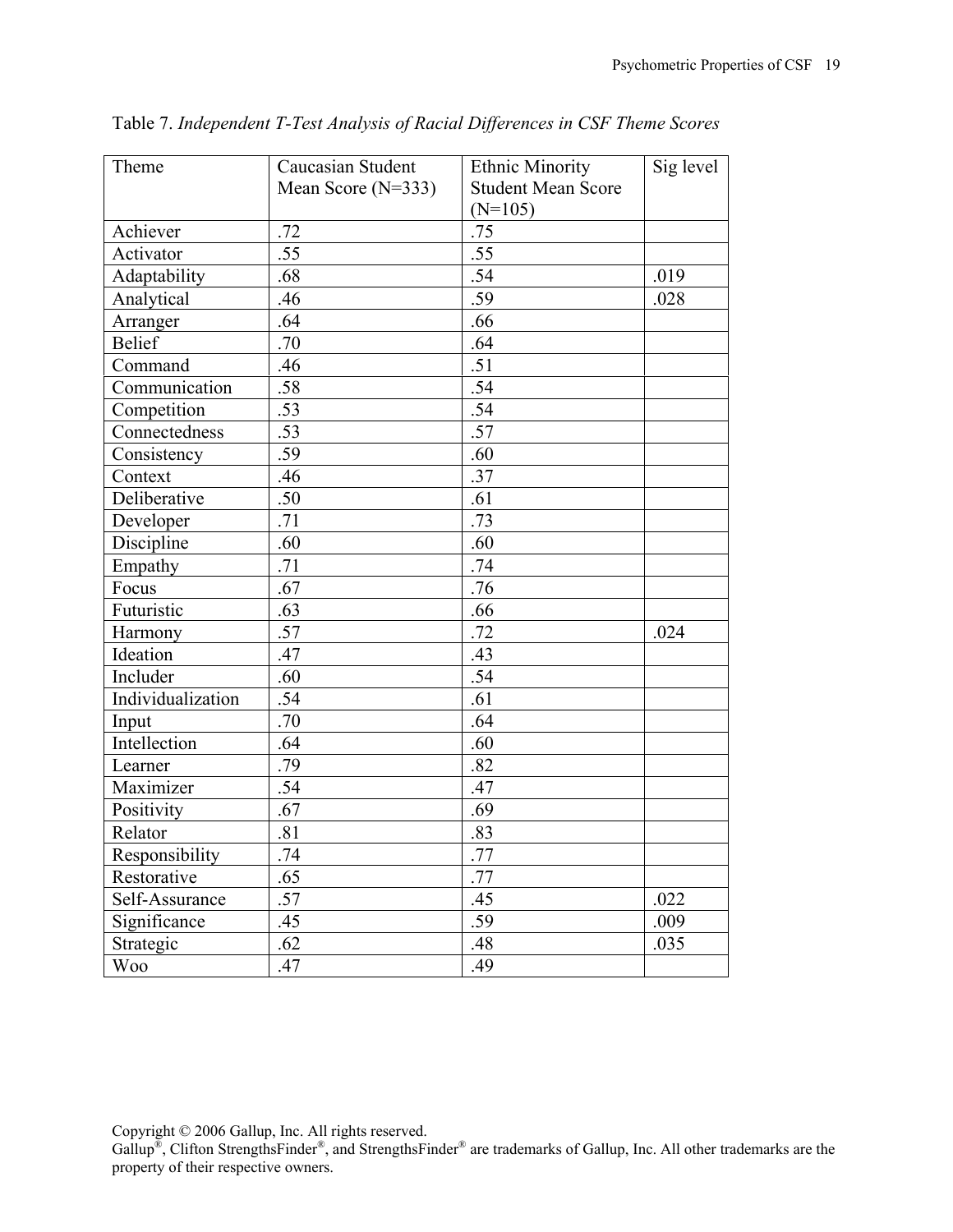Table 7. *Independent T-Test Analysis of Racial Differences in CSF Theme Scores*

| Theme | Caucasian Student Mean Score (N=333) | Ethnic Minority Student Mean Score (N=105) | Sig level |
|---|---|---|---|
| Achiever | .72 | .75 | |
| Activator | .55 | .55 | |
| Adaptability | .68 | .54 | .019 |
| Analytical | .46 | .59 | .028 |
| Arranger | .64 | .66 | |
| Belief | .70 | .64 | |
| Command | .46 | .51 | |
| Communication | .58 | .54 | |
| Competition | .53 | .54 | |
| Connectedness | .53 | .57 | |
| Consistency | .59 | .60 | |
| Context | .46 | .37 | |
| Deliberative | .50 | .61 | |
| Developer | .71 | .73 | |
| Discipline | .60 | .60 | |
| Empathy | .71 | .74 | |
| Focus | .67 | .76 | |
| Futuristic | .63 | .66 | |
| Harmony | .57 | .72 | .024 |
| Ideation | .47 | .43 | |
| Includer | .60 | .54 | |
| Individualization | .54 | .61 | |
| Input | .70 | .64 | |
| Intellection | .64 | .60 | |
| Learner | .79 | .82 | |
| Maximizer | .54 | .47 | |
| Positivity | .67 | .69 | |
| Relator | .81 | .83 | |
| Responsibility | .74 | .77 | |
| Restorative | .65 | .77 | |
| Self-Assurance | .57 | .45 | .022 |
| Significance | .45 | .59 | .009 |
| Strategic | .62 | .48 | .035 |
| Woo | .47 | .49 | |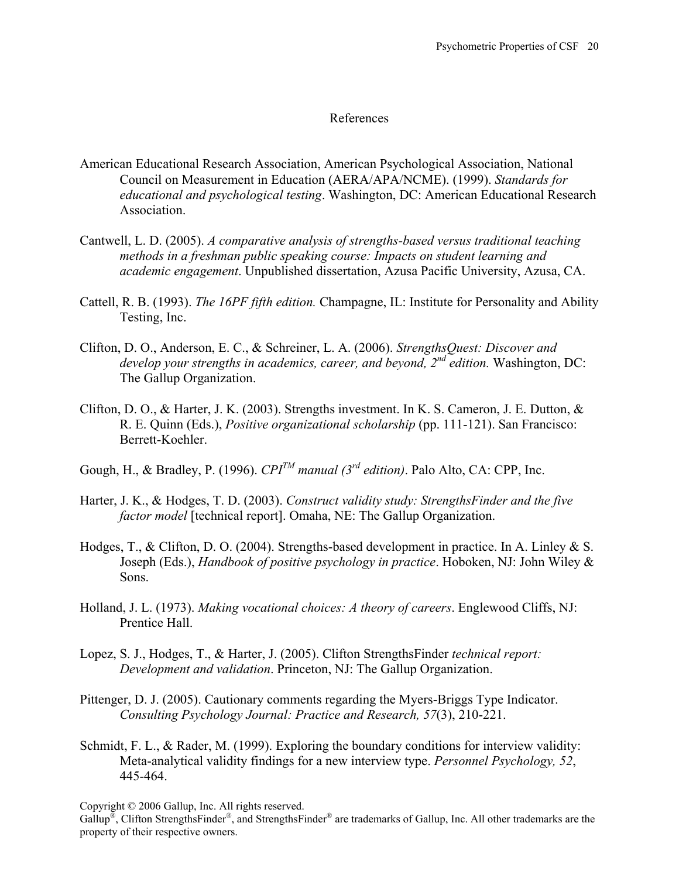# References

American Educational Research Association, American Psychological Association, National Council on Measurement in Education (AERA/APA/NCME). (1999). *Standards for educational and psychological testing*. Washington, DC: American Educational Research Association.

Cantwell, L. D. (2005). *A comparative analysis of strengths-based versus traditional teaching methods in a freshman public speaking course: Impacts on student learning and academic engagement*. Unpublished dissertation, Azusa Pacific University, Azusa, CA.

Cattell, R. B. (1993). *The 16PF fifth edition.* Champagne, IL: Institute for Personality and Ability Testing, Inc.

Clifton, D. O., Anderson, E. C., & Schreiner, L. A. (2006). *StrengthsQuest: Discover and develop your strengths in academics, career, and beyond, 2nd edition.* Washington, DC: The Gallup Organization.

Clifton, D. O., & Harter, J. K. (2003). Strengths investment. In K. S. Cameron, J. E. Dutton, & R. E. Quinn (Eds.), *Positive organizational scholarship* (pp. 111-121). San Francisco: Berrett-Koehler.

Gough, H., & Bradley, P. (1996). *CPI™ manual (3rd edition)*. Palo Alto, CA: CPP, Inc.

Harter, J. K., & Hodges, T. D. (2003). *Construct validity study: StrengthsFinder and the five factor model* [technical report]. Omaha, NE: The Gallup Organization.

Hodges, T., & Clifton, D. O. (2004). Strengths-based development in practice. In A. Linley & S. Joseph (Eds.), *Handbook of positive psychology in practice*. Hoboken, NJ: John Wiley & Sons.

Holland, J. L. (1973). *Making vocational choices: A theory of careers*. Englewood Cliffs, NJ: Prentice Hall.

Lopez, S. J., Hodges, T., & Harter, J. (2005). Clifton StrengthsFinder *technical report: Development and validation*. Princeton, NJ: The Gallup Organization.

Pittenger, D. J. (2005). Cautionary comments regarding the Myers-Briggs Type Indicator. *Consulting Psychology Journal: Practice and Research, 57*(3), 210-221.

Schmidt, F. L., & Rader, M. (1999). Exploring the boundary conditions for interview validity: Meta-analytical validity findings for a new interview type. *Personnel Psychology, 52*, 445-464.

Copyright © 2006 Gallup, Inc. All rights reserved.
Gallup®, Clifton StrengthsFinder®, and StrengthsFinder® are trademarks of Gallup, Inc. All other trademarks are the property of their respective owners.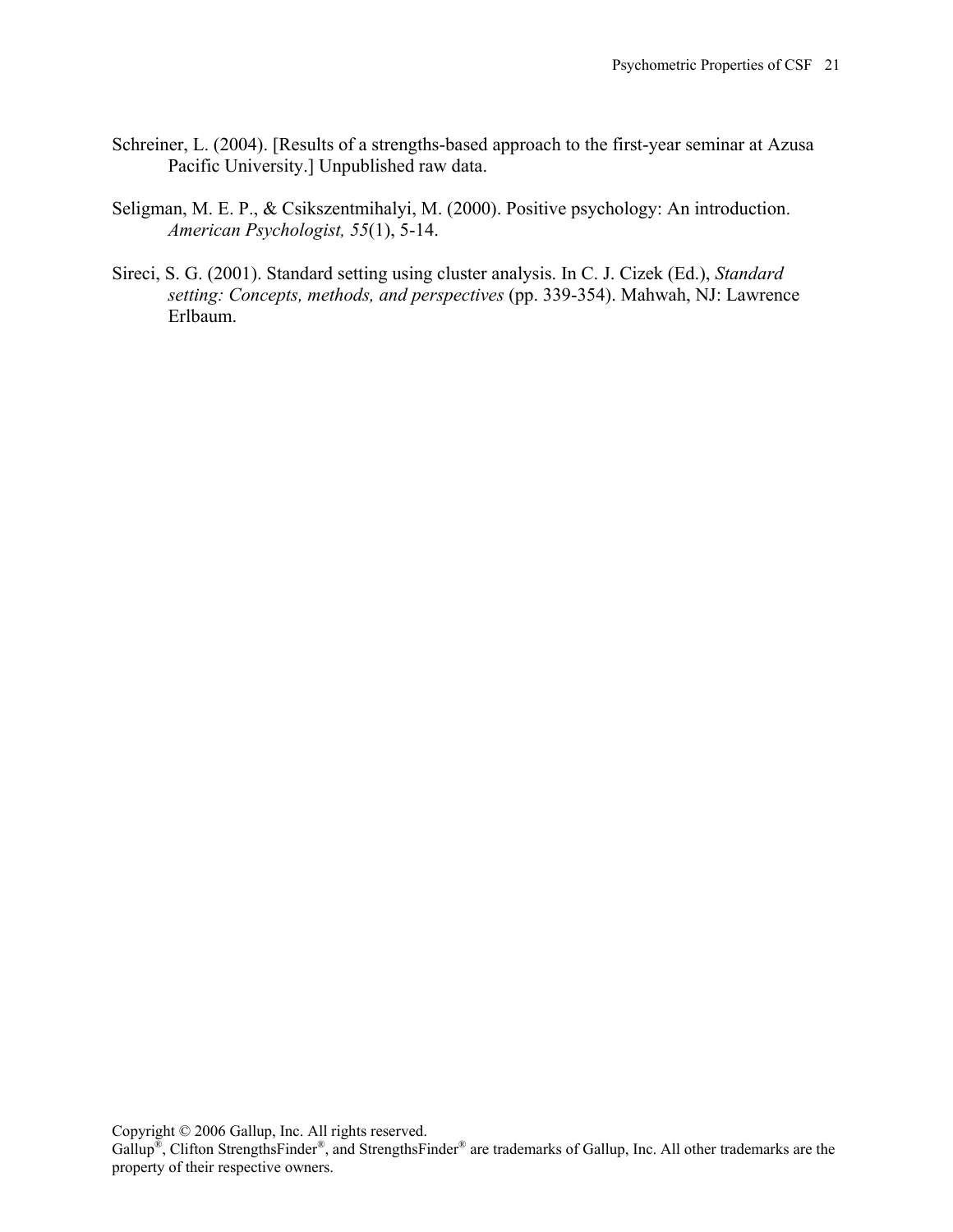Schreiner, L. (2004). [Results of a strengths-based approach to the first-year seminar at Azusa Pacific University.] Unpublished raw data.

Seligman, M. E. P., & Csikszentmihalyi, M. (2000). Positive psychology: An introduction. *American Psychologist, 55*(1), 5-14.

Sireci, S. G. (2001). Standard setting using cluster analysis. In C. J. Cizek (Ed.), *Standard setting: Concepts, methods, and perspectives* (pp. 339-354). Mahwah, NJ: Lawrence Erlbaum.

Copyright © 2006 Gallup, Inc. All rights reserved.
Gallup®, Clifton StrengthsFinder®, and StrengthsFinder® are trademarks of Gallup, Inc. All other trademarks are the property of their respective owners.